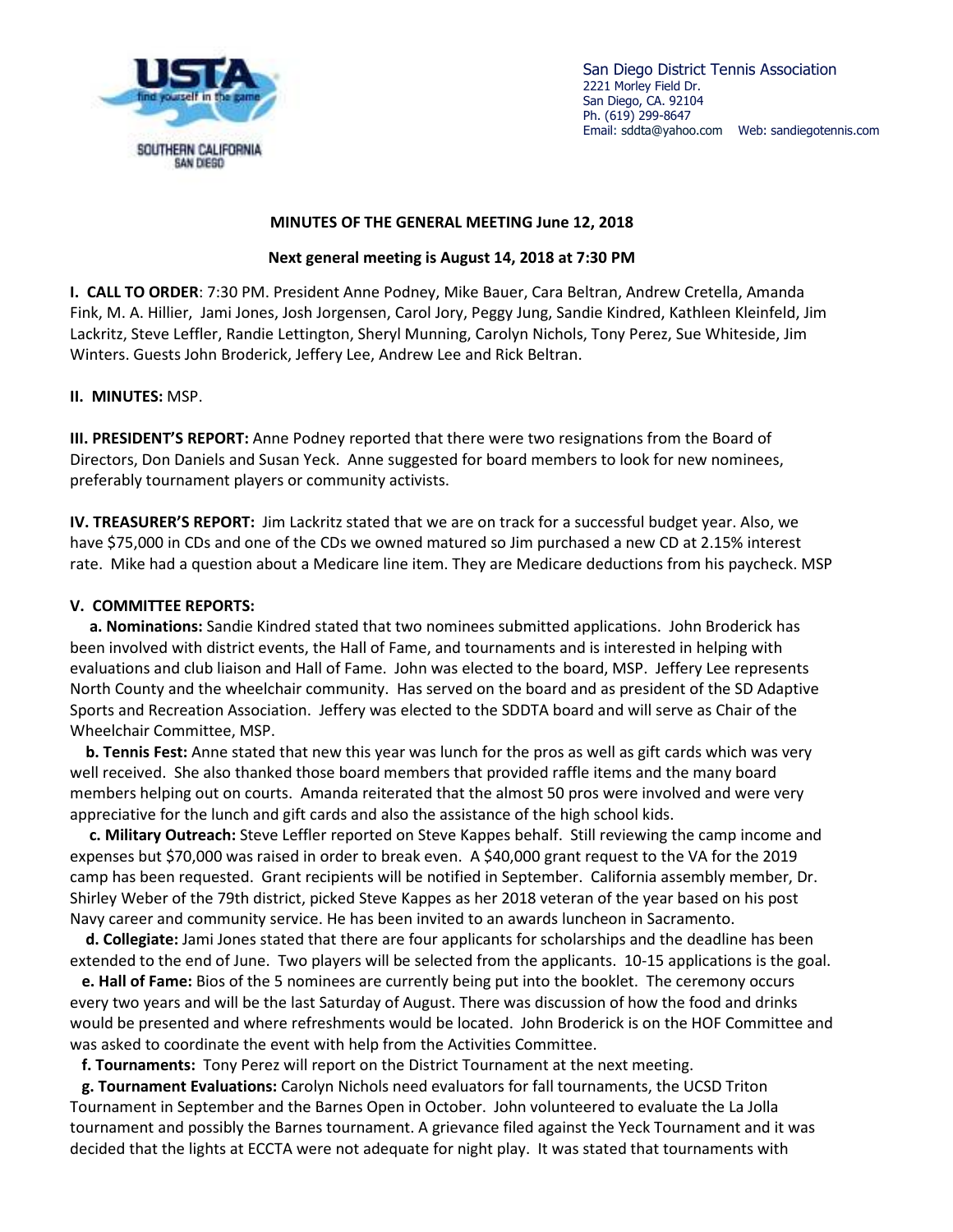San Diego District Tennis Association
2221 Morley Field Dr.
San Diego, CA. 92104
Ph. (619) 299-8647
Email: sddta@yahoo.com Web: sandiegotennis.com

**MINUTES OF THE GENERAL MEETING June 12, 2018**

**Next general meeting is August 14, 2018 at 7:30 PM**

**I. CALL TO ORDER**: 7:30 PM. President Anne Podney, Mike Bauer, Cara Beltran, Andrew Cretella, Amanda Fink, M. A. Hillier, Jami Jones, Josh Jorgensen, Carol Jory, Peggy Jung, Sandie Kindred, Kathleen Kleinfeld, Jim Lackritz, Steve Leffler, Randie Lettington, Sheryl Munning, Carolyn Nichols, Tony Perez, Sue Whiteside, Jim Winters. Guests John Broderick, Jeffery Lee, Andrew Lee and Rick Beltran.

**II. MINUTES:** MSP.

**III. PRESIDENT'S REPORT:** Anne Podney reported that there were two resignations from the Board of Directors, Don Daniels and Susan Yeck. Anne suggested for board members to look for new nominees, preferably tournament players or community activists.

**IV. TREASURER'S REPORT:** Jim Lackritz stated that we are on track for a successful budget year. Also, we have $75,000 in CDs and one of the CDs we owned matured so Jim purchased a new CD at 2.15% interest rate. Mike had a question about a Medicare line item. They are Medicare deductions from his paycheck. MSP

**V. COMMITTEE REPORTS:**

**a. Nominations:** Sandie Kindred stated that two nominees submitted applications. John Broderick has been involved with district events, the Hall of Fame, and tournaments and is interested in helping with evaluations and club liaison and Hall of Fame. John was elected to the board, MSP. Jeffery Lee represents North County and the wheelchair community. Has served on the board and as president of the SD Adaptive Sports and Recreation Association. Jeffery was elected to the SDDTA board and will serve as Chair of the Wheelchair Committee, MSP.

**b. Tennis Fest:** Anne stated that new this year was lunch for the pros as well as gift cards which was very well received. She also thanked those board members that provided raffle items and the many board members helping out on courts. Amanda reiterated that the almost 50 pros were involved and were very appreciative for the lunch and gift cards and also the assistance of the high school kids.

**c. Military Outreach:** Steve Leffler reported on Steve Kappes behalf. Still reviewing the camp income and expenses but $70,000 was raised in order to break even. A $40,000 grant request to the VA for the 2019 camp has been requested. Grant recipients will be notified in September. California assembly member, Dr. Shirley Weber of the 79th district, picked Steve Kappes as her 2018 veteran of the year based on his post Navy career and community service. He has been invited to an awards luncheon in Sacramento.

**d. Collegiate:** Jami Jones stated that there are four applicants for scholarships and the deadline has been extended to the end of June. Two players will be selected from the applicants. 10-15 applications is the goal.

**e. Hall of Fame:** Bios of the 5 nominees are currently being put into the booklet. The ceremony occurs every two years and will be the last Saturday of August. There was discussion of how the food and drinks would be presented and where refreshments would be located. John Broderick is on the HOF Committee and was asked to coordinate the event with help from the Activities Committee.

**f. Tournaments:** Tony Perez will report on the District Tournament at the next meeting.

**g. Tournament Evaluations:** Carolyn Nichols need evaluators for fall tournaments, the UCSD Triton Tournament in September and the Barnes Open in October. John volunteered to evaluate the La Jolla tournament and possibly the Barnes tournament. A grievance filed against the Yeck Tournament and it was decided that the lights at ECCTA were not adequate for night play. It was stated that tournaments with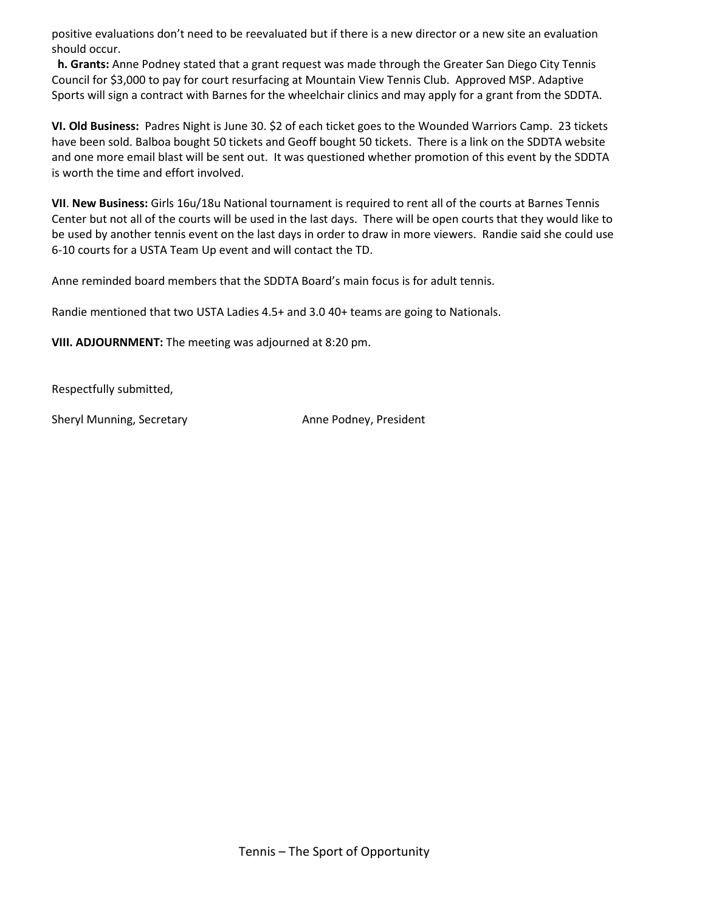positive evaluations don't need to be reevaluated but if there is a new director or a new site an evaluation should occur.

**h. Grants:** Anne Podney stated that a grant request was made through the Greater San Diego City Tennis Council for $3,000 to pay for court resurfacing at Mountain View Tennis Club. Approved MSP. Adaptive Sports will sign a contract with Barnes for the wheelchair clinics and may apply for a grant from the SDDTA.

**VI. Old Business:** Padres Night is June 30. $2 of each ticket goes to the Wounded Warriors Camp. 23 tickets have been sold. Balboa bought 50 tickets and Geoff bought 50 tickets. There is a link on the SDDTA website and one more email blast will be sent out. It was questioned whether promotion of this event by the SDDTA is worth the time and effort involved.

**VII**. **New Business:** Girls 16u/18u National tournament is required to rent all of the courts at Barnes Tennis Center but not all of the courts will be used in the last days. There will be open courts that they would like to be used by another tennis event on the last days in order to draw in more viewers. Randie said she could use 6-10 courts for a USTA Team Up event and will contact the TD.

Anne reminded board members that the SDDTA Board's main focus is for adult tennis.

Randie mentioned that two USTA Ladies 4.5+ and 3.0 40+ teams are going to Nationals.

**VIII. ADJOURNMENT:** The meeting was adjourned at 8:20 pm.

Respectfully submitted,

Sheryl Munning, Secretary

Anne Podney, President

Tennis – The Sport of Opportunity